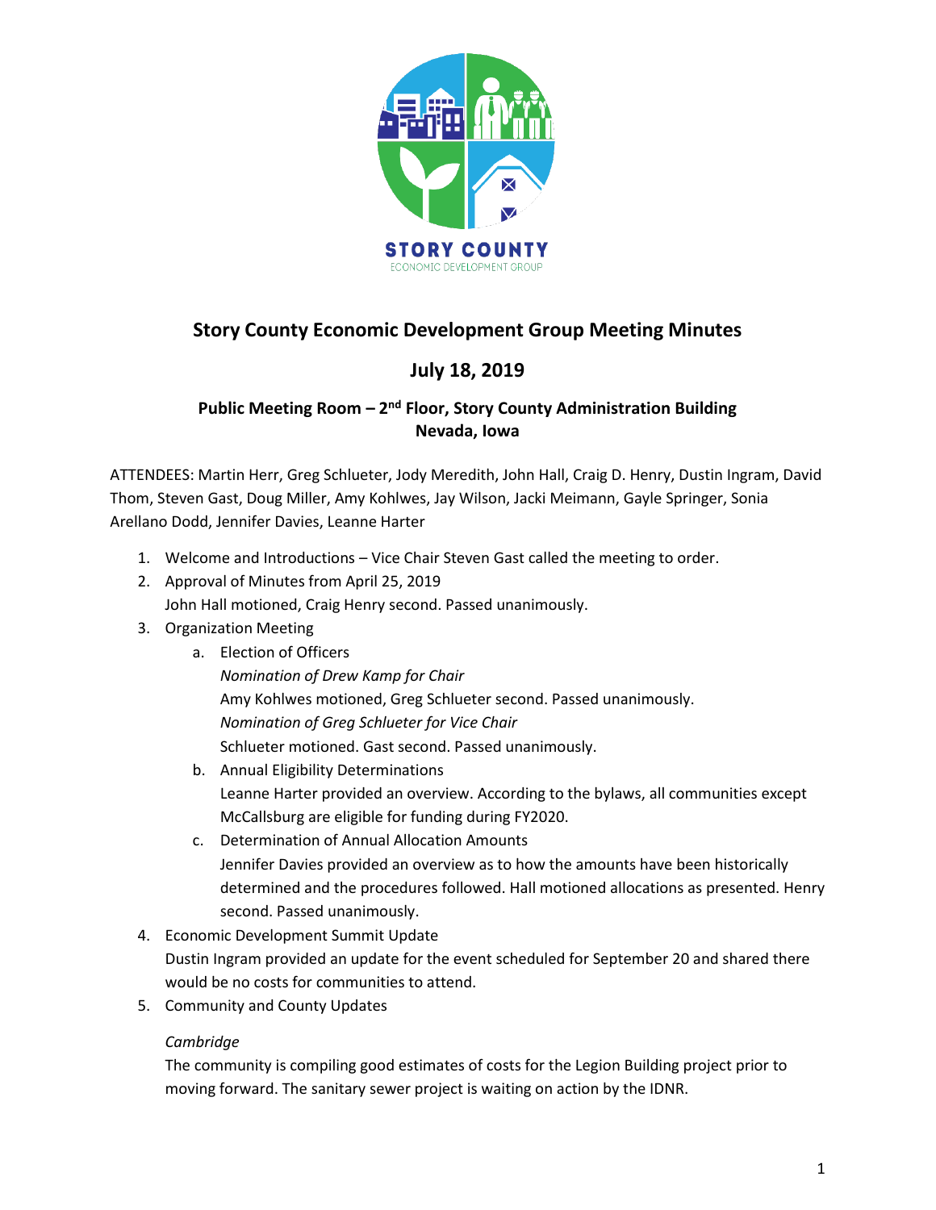# Story County Economic Development Group Meeting Minutes

## July 18, 2019

### Public Meeting Room – 2nd Floor, Story County Administration Building
### Nevada, Iowa

ATTENDEES: Martin Herr, Greg Schlueter, Jody Meredith, John Hall, Craig D. Henry, Dustin Ingram, David Thom, Steven Gast, Doug Miller, Amy Kohlwes, Jay Wilson, Jacki Meimann, Gayle Springer, Sonia Arellano Dodd, Jennifer Davies, Leanne Harter

1. Welcome and Introductions – Vice Chair Steven Gast called the meeting to order.
2. Approval of Minutes from April 25, 2019
   John Hall motioned, Craig Henry second. Passed unanimously.
3. Organization Meeting
   a. Election of Officers
      *Nomination of Drew Kamp for Chair*
      Amy Kohlwes motioned, Greg Schlueter second. Passed unanimously.
      *Nomination of Greg Schlueter for Vice Chair*
      Schlueter motioned. Gast second. Passed unanimously.
   b. Annual Eligibility Determinations
      Leanne Harter provided an overview. According to the bylaws, all communities except McCallsburg are eligible for funding during FY2020.
   c. Determination of Annual Allocation Amounts
      Jennifer Davies provided an overview as to how the amounts have been historically determined and the procedures followed. Hall motioned allocations as presented. Henry second. Passed unanimously.
4. Economic Development Summit Update
   Dustin Ingram provided an update for the event scheduled for September 20 and shared there would be no costs for communities to attend.
5. Community and County Updates

   *Cambridge*
   The community is compiling good estimates of costs for the Legion Building project prior to moving forward. The sanitary sewer project is waiting on action by the IDNR.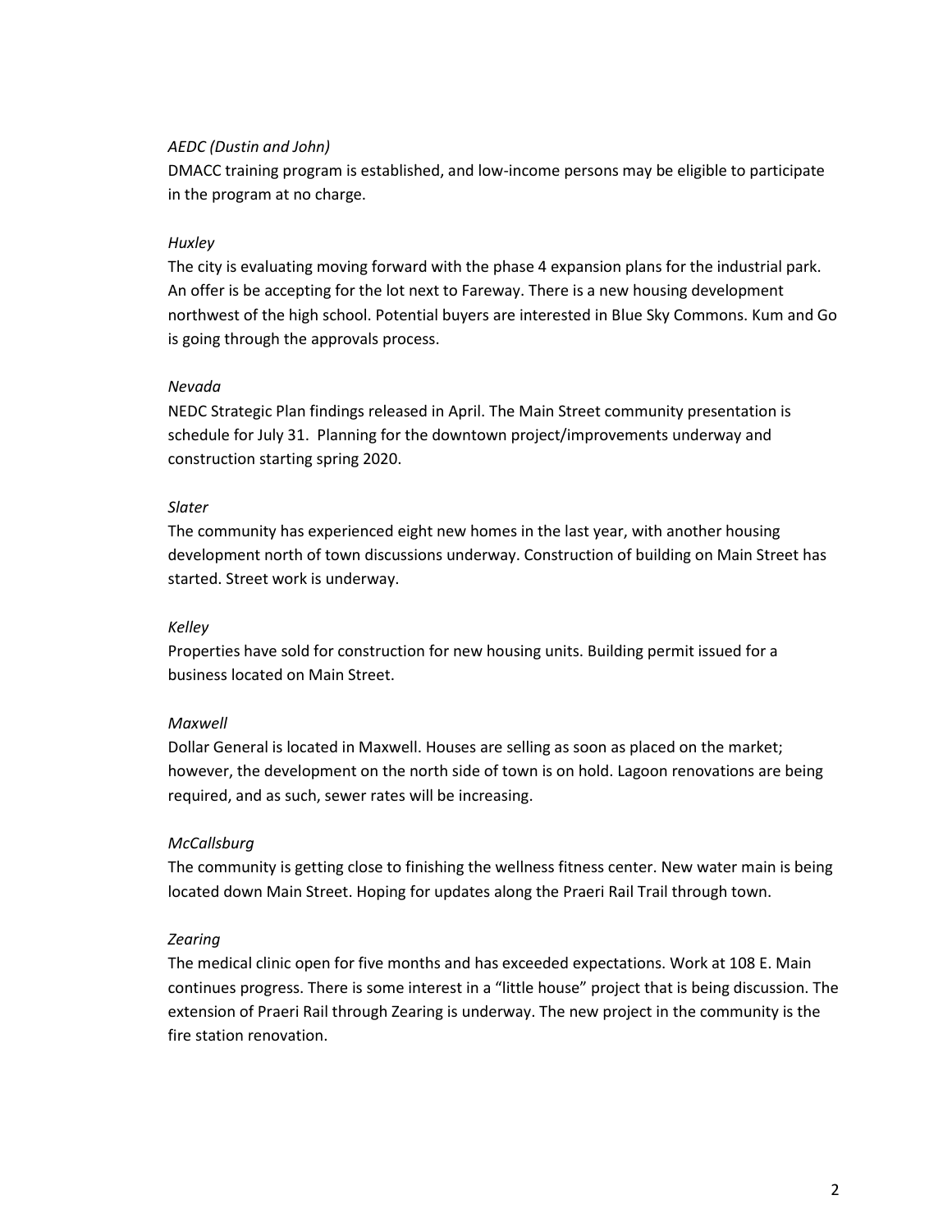*AEDC (Dustin and John)*

DMACC training program is established, and low-income persons may be eligible to participate in the program at no charge.

*Huxley*

The city is evaluating moving forward with the phase 4 expansion plans for the industrial park. An offer is be accepting for the lot next to Fareway. There is a new housing development northwest of the high school. Potential buyers are interested in Blue Sky Commons. Kum and Go is going through the approvals process.

*Nevada*

NEDC Strategic Plan findings released in April. The Main Street community presentation is schedule for July 31. Planning for the downtown project/improvements underway and construction starting spring 2020.

*Slater*

The community has experienced eight new homes in the last year, with another housing development north of town discussions underway. Construction of building on Main Street has started. Street work is underway.

*Kelley*

Properties have sold for construction for new housing units. Building permit issued for a business located on Main Street.

*Maxwell*

Dollar General is located in Maxwell. Houses are selling as soon as placed on the market; however, the development on the north side of town is on hold. Lagoon renovations are being required, and as such, sewer rates will be increasing.

*McCallsburg*

The community is getting close to finishing the wellness fitness center. New water main is being located down Main Street. Hoping for updates along the Praeri Rail Trail through town.

*Zearing*

The medical clinic open for five months and has exceeded expectations. Work at 108 E. Main continues progress. There is some interest in a "little house" project that is being discussion. The extension of Praeri Rail through Zearing is underway. The new project in the community is the fire station renovation.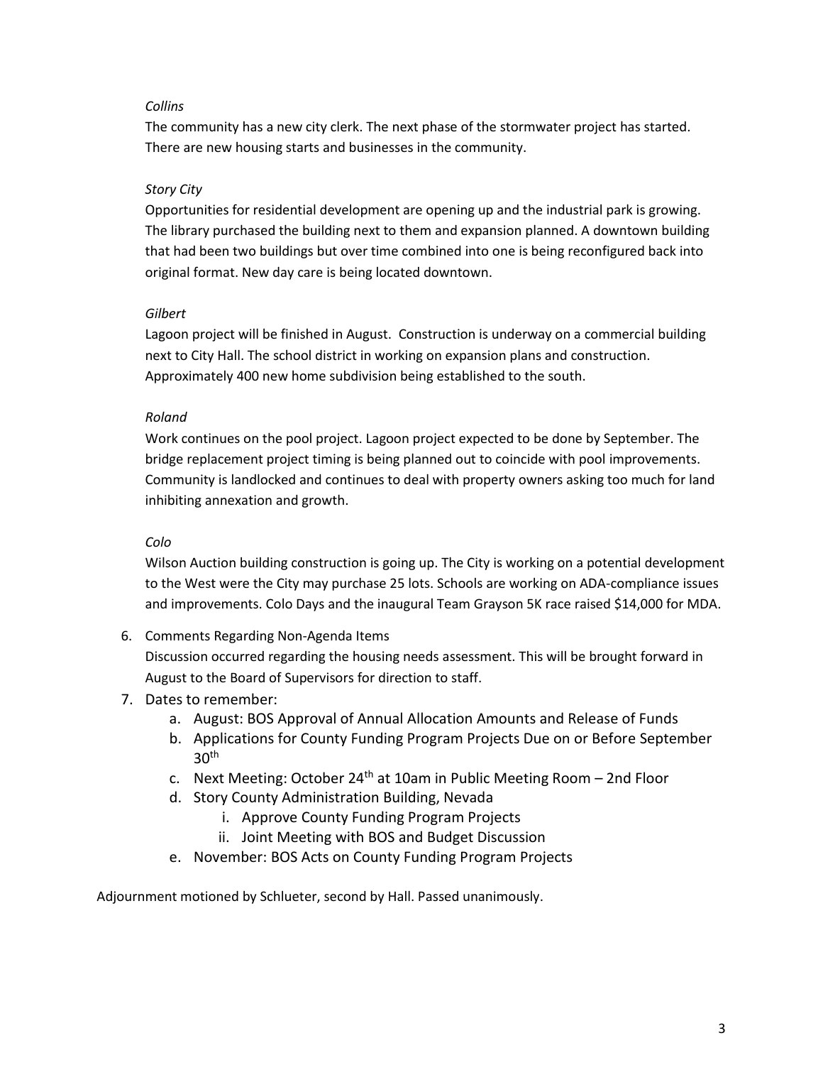*Collins*

The community has a new city clerk. The next phase of the stormwater project has started. There are new housing starts and businesses in the community.

*Story City*

Opportunities for residential development are opening up and the industrial park is growing. The library purchased the building next to them and expansion planned. A downtown building that had been two buildings but over time combined into one is being reconfigured back into original format. New day care is being located downtown.

*Gilbert*

Lagoon project will be finished in August. Construction is underway on a commercial building next to City Hall. The school district in working on expansion plans and construction. Approximately 400 new home subdivision being established to the south.

*Roland*

Work continues on the pool project. Lagoon project expected to be done by September. The bridge replacement project timing is being planned out to coincide with pool improvements. Community is landlocked and continues to deal with property owners asking too much for land inhibiting annexation and growth.

*Colo*

Wilson Auction building construction is going up. The City is working on a potential development to the West were the City may purchase 25 lots. Schools are working on ADA-compliance issues and improvements. Colo Days and the inaugural Team Grayson 5K race raised $14,000 for MDA.

6. Comments Regarding Non-Agenda Items
   Discussion occurred regarding the housing needs assessment. This will be brought forward in August to the Board of Supervisors for direction to staff.
7. Dates to remember:
   a. August: BOS Approval of Annual Allocation Amounts and Release of Funds
   b. Applications for County Funding Program Projects Due on or Before September 30th
   c. Next Meeting: October 24th at 10am in Public Meeting Room – 2nd Floor
   d. Story County Administration Building, Nevada
      i. Approve County Funding Program Projects
      ii. Joint Meeting with BOS and Budget Discussion
   e. November: BOS Acts on County Funding Program Projects

Adjournment motioned by Schlueter, second by Hall. Passed unanimously.